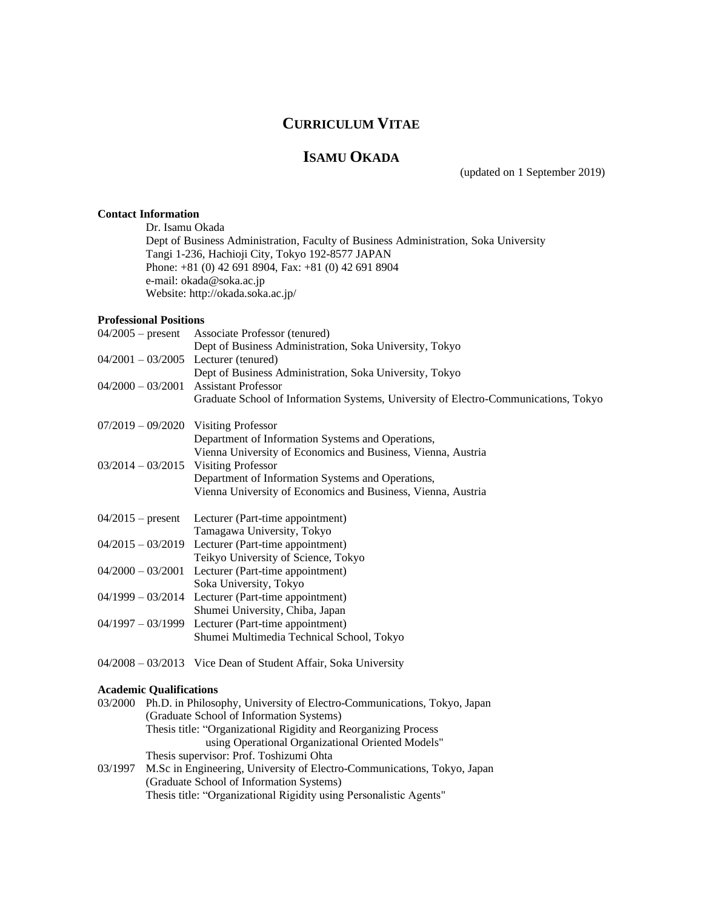# CURRICULUM VITAE

## ISAMU OKADA

(updated on 1 September 2019)

**Contact Information**

Dr. Isamu Okada
Dept of Business Administration, Faculty of Business Administration, Soka University
Tangi 1-236, Hachioji City, Tokyo 192-8577 JAPAN
Phone: +81 (0) 42 691 8904, Fax: +81 (0) 42 691 8904
e-mail: okada@soka.ac.jp
Website: http://okada.soka.ac.jp/

**Professional Positions**

04/2005 – present    Associate Professor (tenured)
Dept of Business Administration, Soka University, Tokyo

04/2001 – 03/2005    Lecturer (tenured)
Dept of Business Administration, Soka University, Tokyo

04/2000 – 03/2001    Assistant Professor
Graduate School of Information Systems, University of Electro-Communications, Tokyo

07/2019 – 09/2020    Visiting Professor
Department of Information Systems and Operations,
Vienna University of Economics and Business, Vienna, Austria

03/2014 – 03/2015    Visiting Professor
Department of Information Systems and Operations,
Vienna University of Economics and Business, Vienna, Austria

04/2015 – present    Lecturer (Part-time appointment)
Tamagawa University, Tokyo

04/2015 – 03/2019    Lecturer (Part-time appointment)
Teikyo University of Science, Tokyo

04/2000 – 03/2001    Lecturer (Part-time appointment)
Soka University, Tokyo

04/1999 – 03/2014    Lecturer (Part-time appointment)
Shumei University, Chiba, Japan

04/1997 – 03/1999    Lecturer (Part-time appointment)
Shumei Multimedia Technical School, Tokyo

04/2008 – 03/2013    Vice Dean of Student Affair, Soka University

**Academic Qualifications**

03/2000    Ph.D. in Philosophy, University of Electro-Communications, Tokyo, Japan
(Graduate School of Information Systems)
Thesis title: "Organizational Rigidity and Reorganizing Process using Operational Organizational Oriented Models"
Thesis supervisor: Prof. Toshizumi Ohta

03/1997    M.Sc in Engineering, University of Electro-Communications, Tokyo, Japan
(Graduate School of Information Systems)
Thesis title: "Organizational Rigidity using Personalistic Agents"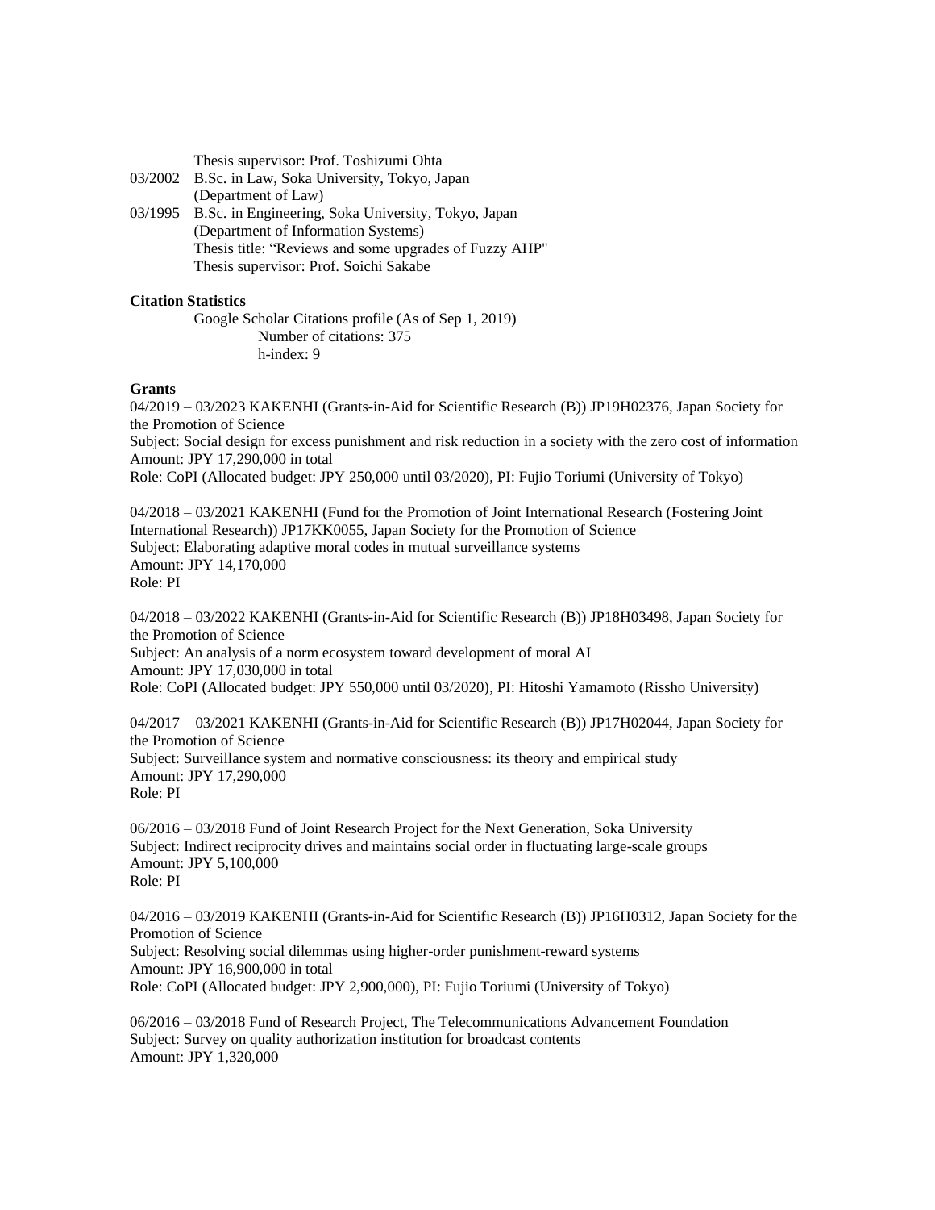Thesis supervisor: Prof. Toshizumi Ohta

03/2002 B.Sc. in Law, Soka University, Tokyo, Japan
(Department of Law)

03/1995 B.Sc. in Engineering, Soka University, Tokyo, Japan
(Department of Information Systems)
Thesis title: "Reviews and some upgrades of Fuzzy AHP"
Thesis supervisor: Prof. Soichi Sakabe

**Citation Statistics**

Google Scholar Citations profile (As of Sep 1, 2019)
Number of citations: 375
h-index: 9

**Grants**

04/2019 – 03/2023 KAKENHI (Grants-in-Aid for Scientific Research (B)) JP19H02376, Japan Society for the Promotion of Science
Subject: Social design for excess punishment and risk reduction in a society with the zero cost of information
Amount: JPY 17,290,000 in total
Role: CoPI (Allocated budget: JPY 250,000 until 03/2020), PI: Fujio Toriumi (University of Tokyo)

04/2018 – 03/2021 KAKENHI (Fund for the Promotion of Joint International Research (Fostering Joint International Research)) JP17KK0055, Japan Society for the Promotion of Science
Subject: Elaborating adaptive moral codes in mutual surveillance systems
Amount: JPY 14,170,000
Role: PI

04/2018 – 03/2022 KAKENHI (Grants-in-Aid for Scientific Research (B)) JP18H03498, Japan Society for the Promotion of Science
Subject: An analysis of a norm ecosystem toward development of moral AI
Amount: JPY 17,030,000 in total
Role: CoPI (Allocated budget: JPY 550,000 until 03/2020), PI: Hitoshi Yamamoto (Rissho University)

04/2017 – 03/2021 KAKENHI (Grants-in-Aid for Scientific Research (B)) JP17H02044, Japan Society for the Promotion of Science
Subject: Surveillance system and normative consciousness: its theory and empirical study
Amount: JPY 17,290,000
Role: PI

06/2016 – 03/2018 Fund of Joint Research Project for the Next Generation, Soka University
Subject: Indirect reciprocity drives and maintains social order in fluctuating large-scale groups
Amount: JPY 5,100,000
Role: PI

04/2016 – 03/2019 KAKENHI (Grants-in-Aid for Scientific Research (B)) JP16H0312, Japan Society for the Promotion of Science
Subject: Resolving social dilemmas using higher-order punishment-reward systems
Amount: JPY 16,900,000 in total
Role: CoPI (Allocated budget: JPY 2,900,000), PI: Fujio Toriumi (University of Tokyo)

06/2016 – 03/2018 Fund of Research Project, The Telecommunications Advancement Foundation
Subject: Survey on quality authorization institution for broadcast contents
Amount: JPY 1,320,000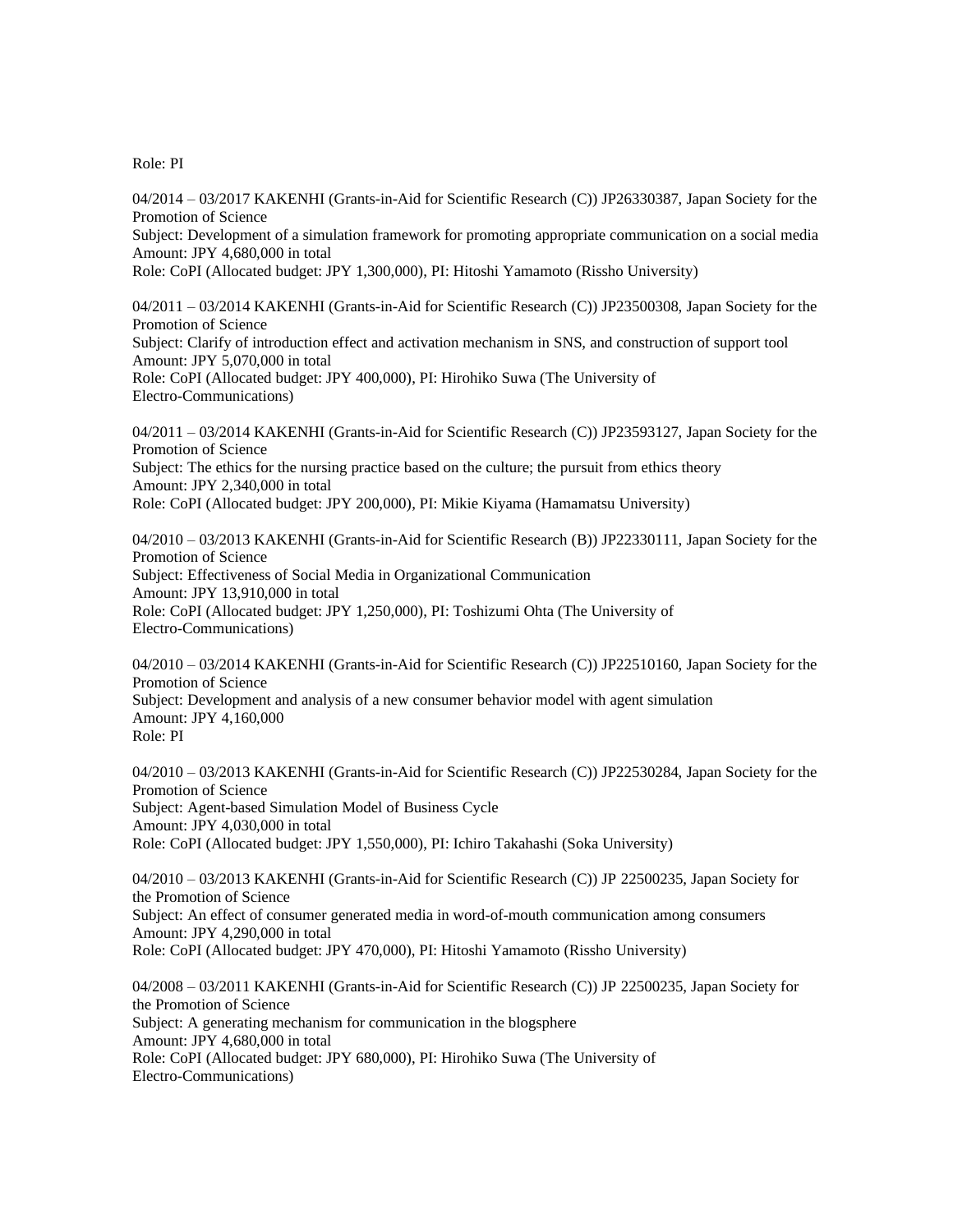Role: PI

04/2014 – 03/2017 KAKENHI (Grants-in-Aid for Scientific Research (C)) JP26330387, Japan Society for the Promotion of Science
Subject: Development of a simulation framework for promoting appropriate communication on a social media
Amount: JPY 4,680,000 in total
Role: CoPI (Allocated budget: JPY 1,300,000), PI: Hitoshi Yamamoto (Rissho University)

04/2011 – 03/2014 KAKENHI (Grants-in-Aid for Scientific Research (C)) JP23500308, Japan Society for the Promotion of Science
Subject: Clarify of introduction effect and activation mechanism in SNS, and construction of support tool
Amount: JPY 5,070,000 in total
Role: CoPI (Allocated budget: JPY 400,000), PI: Hirohiko Suwa (The University of Electro-Communications)

04/2011 – 03/2014 KAKENHI (Grants-in-Aid for Scientific Research (C)) JP23593127, Japan Society for the Promotion of Science
Subject: The ethics for the nursing practice based on the culture; the pursuit from ethics theory
Amount: JPY 2,340,000 in total
Role: CoPI (Allocated budget: JPY 200,000), PI: Mikie Kiyama (Hamamatsu University)

04/2010 – 03/2013 KAKENHI (Grants-in-Aid for Scientific Research (B)) JP22330111, Japan Society for the Promotion of Science
Subject: Effectiveness of Social Media in Organizational Communication
Amount: JPY 13,910,000 in total
Role: CoPI (Allocated budget: JPY 1,250,000), PI: Toshizumi Ohta (The University of Electro-Communications)

04/2010 – 03/2014 KAKENHI (Grants-in-Aid for Scientific Research (C)) JP22510160, Japan Society for the Promotion of Science
Subject: Development and analysis of a new consumer behavior model with agent simulation
Amount: JPY 4,160,000
Role: PI

04/2010 – 03/2013 KAKENHI (Grants-in-Aid for Scientific Research (C)) JP22530284, Japan Society for the Promotion of Science
Subject: Agent-based Simulation Model of Business Cycle
Amount: JPY 4,030,000 in total
Role: CoPI (Allocated budget: JPY 1,550,000), PI: Ichiro Takahashi (Soka University)

04/2010 – 03/2013 KAKENHI (Grants-in-Aid for Scientific Research (C)) JP 22500235, Japan Society for the Promotion of Science
Subject: An effect of consumer generated media in word-of-mouth communication among consumers
Amount: JPY 4,290,000 in total
Role: CoPI (Allocated budget: JPY 470,000), PI: Hitoshi Yamamoto (Rissho University)

04/2008 – 03/2011 KAKENHI (Grants-in-Aid for Scientific Research (C)) JP 22500235, Japan Society for the Promotion of Science
Subject: A generating mechanism for communication in the blogsphere
Amount: JPY 4,680,000 in total
Role: CoPI (Allocated budget: JPY 680,000), PI: Hirohiko Suwa (The University of Electro-Communications)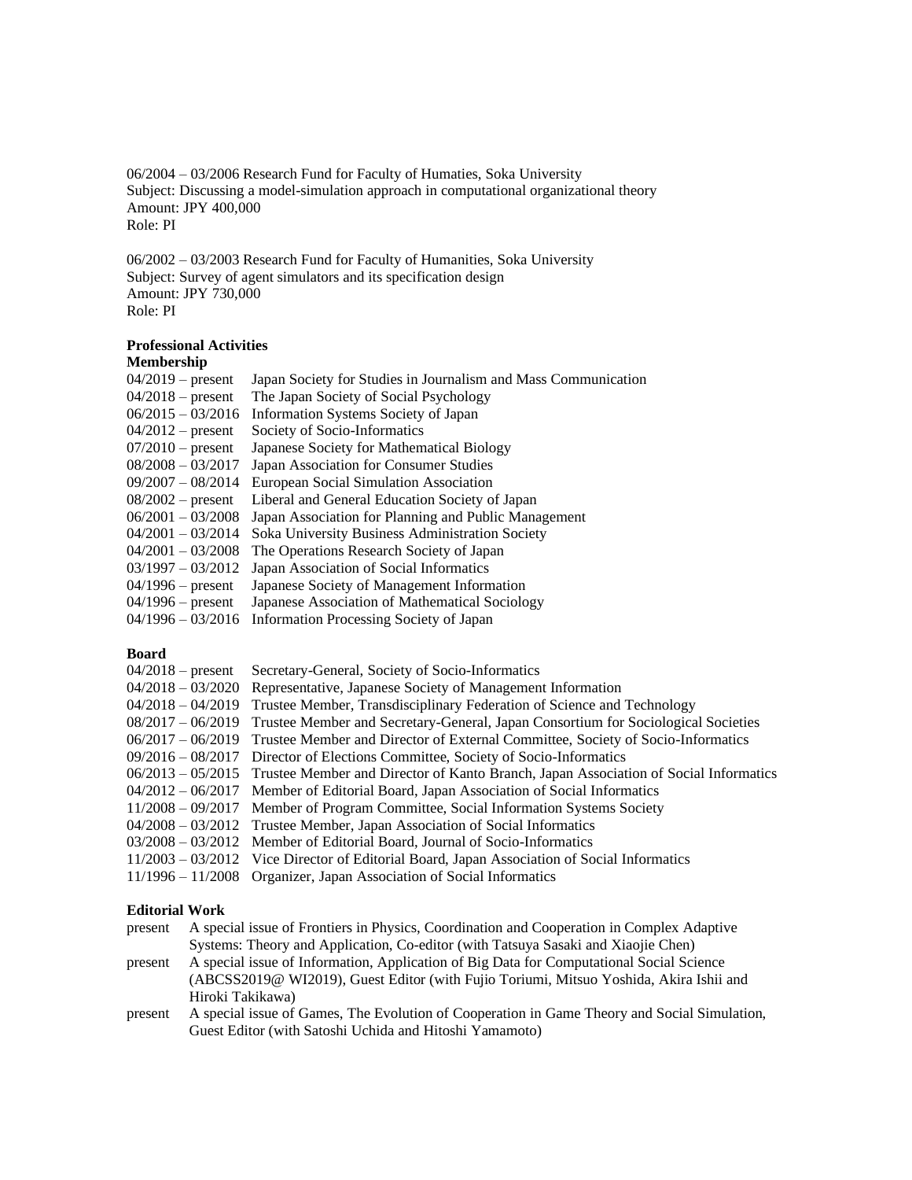06/2004 – 03/2006 Research Fund for Faculty of Humaties, Soka University
Subject: Discussing a model-simulation approach in computational organizational theory
Amount: JPY 400,000
Role: PI

06/2002 – 03/2003 Research Fund for Faculty of Humanities, Soka University
Subject: Survey of agent simulators and its specification design
Amount: JPY 730,000
Role: PI

**Professional Activities**

**Membership**

04/2019 – present Japan Society for Studies in Journalism and Mass Communication
04/2018 – present The Japan Society of Social Psychology
06/2015 – 03/2016 Information Systems Society of Japan
04/2012 – present Society of Socio-Informatics
07/2010 – present Japanese Society for Mathematical Biology
08/2008 – 03/2017 Japan Association for Consumer Studies
09/2007 – 08/2014 European Social Simulation Association
08/2002 – present Liberal and General Education Society of Japan
06/2001 – 03/2008 Japan Association for Planning and Public Management
04/2001 – 03/2014 Soka University Business Administration Society
04/2001 – 03/2008 The Operations Research Society of Japan
03/1997 – 03/2012 Japan Association of Social Informatics
04/1996 – present Japanese Society of Management Information
04/1996 – present Japanese Association of Mathematical Sociology
04/1996 – 03/2016 Information Processing Society of Japan

**Board**

04/2018 – present Secretary-General, Society of Socio-Informatics
04/2018 – 03/2020 Representative, Japanese Society of Management Information
04/2018 – 04/2019 Trustee Member, Transdisciplinary Federation of Science and Technology
08/2017 – 06/2019 Trustee Member and Secretary-General, Japan Consortium for Sociological Societies
06/2017 – 06/2019 Trustee Member and Director of External Committee, Society of Socio-Informatics
09/2016 – 08/2017 Director of Elections Committee, Society of Socio-Informatics
06/2013 – 05/2015 Trustee Member and Director of Kanto Branch, Japan Association of Social Informatics
04/2012 – 06/2017 Member of Editorial Board, Japan Association of Social Informatics
11/2008 – 09/2017 Member of Program Committee, Social Information Systems Society
04/2008 – 03/2012 Trustee Member, Japan Association of Social Informatics
03/2008 – 03/2012 Member of Editorial Board, Journal of Socio-Informatics
11/2003 – 03/2012 Vice Director of Editorial Board, Japan Association of Social Informatics
11/1996 – 11/2008 Organizer, Japan Association of Social Informatics

**Editorial Work**

present A special issue of Frontiers in Physics, Coordination and Cooperation in Complex Adaptive Systems: Theory and Application, Co-editor (with Tatsuya Sasaki and Xiaojie Chen)

present A special issue of Information, Application of Big Data for Computational Social Science (ABCSS2019@ WI2019), Guest Editor (with Fujio Toriumi, Mitsuo Yoshida, Akira Ishii and Hiroki Takikawa)

present A special issue of Games, The Evolution of Cooperation in Game Theory and Social Simulation, Guest Editor (with Satoshi Uchida and Hitoshi Yamamoto)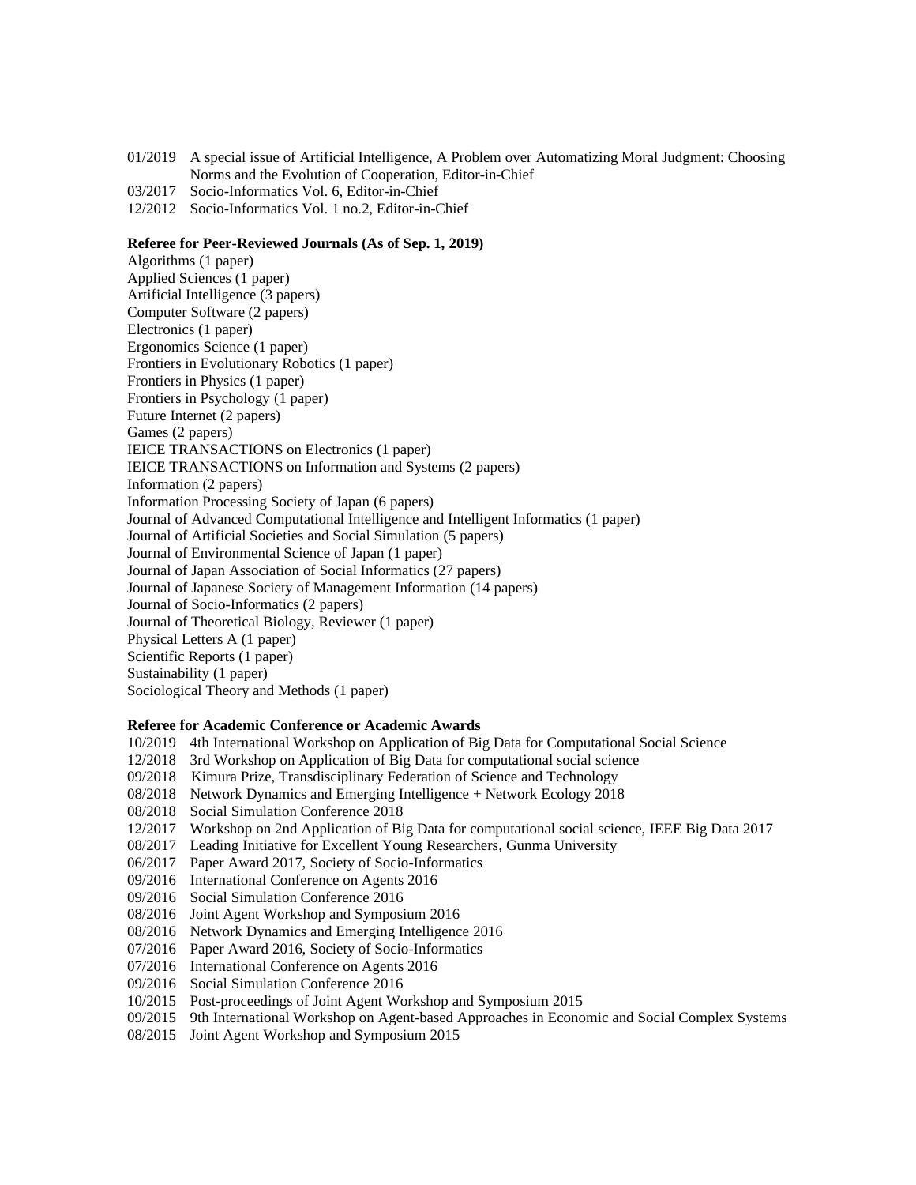01/2019 A special issue of Artificial Intelligence, A Problem over Automatizing Moral Judgment: Choosing Norms and the Evolution of Cooperation, Editor-in-Chief  
03/2017 Socio-Informatics Vol. 6, Editor-in-Chief  
12/2012 Socio-Informatics Vol. 1 no.2, Editor-in-Chief

**Referee for Peer-Reviewed Journals (As of Sep. 1, 2019)**

Algorithms (1 paper)  
Applied Sciences (1 paper)  
Artificial Intelligence (3 papers)  
Computer Software (2 papers)  
Electronics (1 paper)  
Ergonomics Science (1 paper)  
Frontiers in Evolutionary Robotics (1 paper)  
Frontiers in Physics (1 paper)  
Frontiers in Psychology (1 paper)  
Future Internet (2 papers)  
Games (2 papers)  
IEICE TRANSACTIONS on Electronics (1 paper)  
IEICE TRANSACTIONS on Information and Systems (2 papers)  
Information (2 papers)  
Information Processing Society of Japan (6 papers)  
Journal of Advanced Computational Intelligence and Intelligent Informatics (1 paper)  
Journal of Artificial Societies and Social Simulation (5 papers)  
Journal of Environmental Science of Japan (1 paper)  
Journal of Japan Association of Social Informatics (27 papers)  
Journal of Japanese Society of Management Information (14 papers)  
Journal of Socio-Informatics (2 papers)  
Journal of Theoretical Biology, Reviewer (1 paper)  
Physical Letters A (1 paper)  
Scientific Reports (1 paper)  
Sustainability (1 paper)  
Sociological Theory and Methods (1 paper)

**Referee for Academic Conference or Academic Awards**

10/2019 4th International Workshop on Application of Big Data for Computational Social Science  
12/2018 3rd Workshop on Application of Big Data for computational social science  
09/2018 Kimura Prize, Transdisciplinary Federation of Science and Technology  
08/2018 Network Dynamics and Emerging Intelligence + Network Ecology 2018  
08/2018 Social Simulation Conference 2018  
12/2017 Workshop on 2nd Application of Big Data for computational social science, IEEE Big Data 2017  
08/2017 Leading Initiative for Excellent Young Researchers, Gunma University  
06/2017 Paper Award 2017, Society of Socio-Informatics  
09/2016 International Conference on Agents 2016  
09/2016 Social Simulation Conference 2016  
08/2016 Joint Agent Workshop and Symposium 2016  
08/2016 Network Dynamics and Emerging Intelligence 2016  
07/2016 Paper Award 2016, Society of Socio-Informatics  
07/2016 International Conference on Agents 2016  
09/2016 Social Simulation Conference 2016  
10/2015 Post-proceedings of Joint Agent Workshop and Symposium 2015  
09/2015 9th International Workshop on Agent-based Approaches in Economic and Social Complex Systems  
08/2015 Joint Agent Workshop and Symposium 2015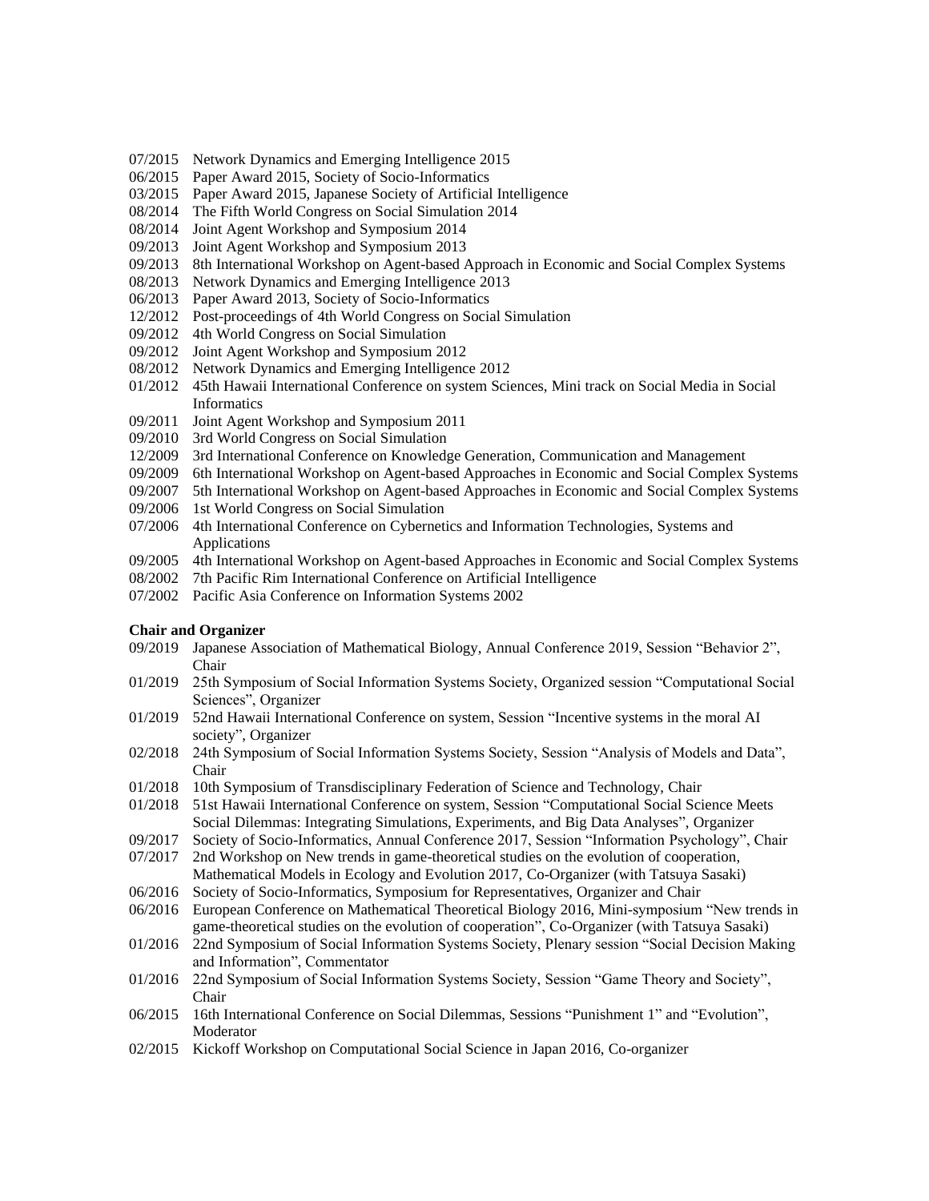07/2015 Network Dynamics and Emerging Intelligence 2015
06/2015 Paper Award 2015, Society of Socio-Informatics
03/2015 Paper Award 2015, Japanese Society of Artificial Intelligence
08/2014 The Fifth World Congress on Social Simulation 2014
08/2014 Joint Agent Workshop and Symposium 2014
09/2013 Joint Agent Workshop and Symposium 2013
09/2013 8th International Workshop on Agent-based Approach in Economic and Social Complex Systems
08/2013 Network Dynamics and Emerging Intelligence 2013
06/2013 Paper Award 2013, Society of Socio-Informatics
12/2012 Post-proceedings of 4th World Congress on Social Simulation
09/2012 4th World Congress on Social Simulation
09/2012 Joint Agent Workshop and Symposium 2012
08/2012 Network Dynamics and Emerging Intelligence 2012
01/2012 45th Hawaii International Conference on system Sciences, Mini track on Social Media in Social Informatics
09/2011 Joint Agent Workshop and Symposium 2011
09/2010 3rd World Congress on Social Simulation
12/2009 3rd International Conference on Knowledge Generation, Communication and Management
09/2009 6th International Workshop on Agent-based Approaches in Economic and Social Complex Systems
09/2007 5th International Workshop on Agent-based Approaches in Economic and Social Complex Systems
09/2006 1st World Congress on Social Simulation
07/2006 4th International Conference on Cybernetics and Information Technologies, Systems and Applications
09/2005 4th International Workshop on Agent-based Approaches in Economic and Social Complex Systems
08/2002 7th Pacific Rim International Conference on Artificial Intelligence
07/2002 Pacific Asia Conference on Information Systems 2002

**Chair and Organizer**

09/2019 Japanese Association of Mathematical Biology, Annual Conference 2019, Session "Behavior 2", Chair
01/2019 25th Symposium of Social Information Systems Society, Organized session "Computational Social Sciences", Organizer
01/2019 52nd Hawaii International Conference on system, Session "Incentive systems in the moral AI society", Organizer
02/2018 24th Symposium of Social Information Systems Society, Session "Analysis of Models and Data", Chair
01/2018 10th Symposium of Transdisciplinary Federation of Science and Technology, Chair
01/2018 51st Hawaii International Conference on system, Session "Computational Social Science Meets Social Dilemmas: Integrating Simulations, Experiments, and Big Data Analyses", Organizer
09/2017 Society of Socio-Informatics, Annual Conference 2017, Session "Information Psychology", Chair
07/2017 2nd Workshop on New trends in game-theoretical studies on the evolution of cooperation, Mathematical Models in Ecology and Evolution 2017, Co-Organizer (with Tatsuya Sasaki)
06/2016 Society of Socio-Informatics, Symposium for Representatives, Organizer and Chair
06/2016 European Conference on Mathematical Theoretical Biology 2016, Mini-symposium "New trends in game-theoretical studies on the evolution of cooperation", Co-Organizer (with Tatsuya Sasaki)
01/2016 22nd Symposium of Social Information Systems Society, Plenary session "Social Decision Making and Information", Commentator
01/2016 22nd Symposium of Social Information Systems Society, Session "Game Theory and Society", Chair
06/2015 16th International Conference on Social Dilemmas, Sessions "Punishment 1" and "Evolution", Moderator
02/2015 Kickoff Workshop on Computational Social Science in Japan 2016, Co-organizer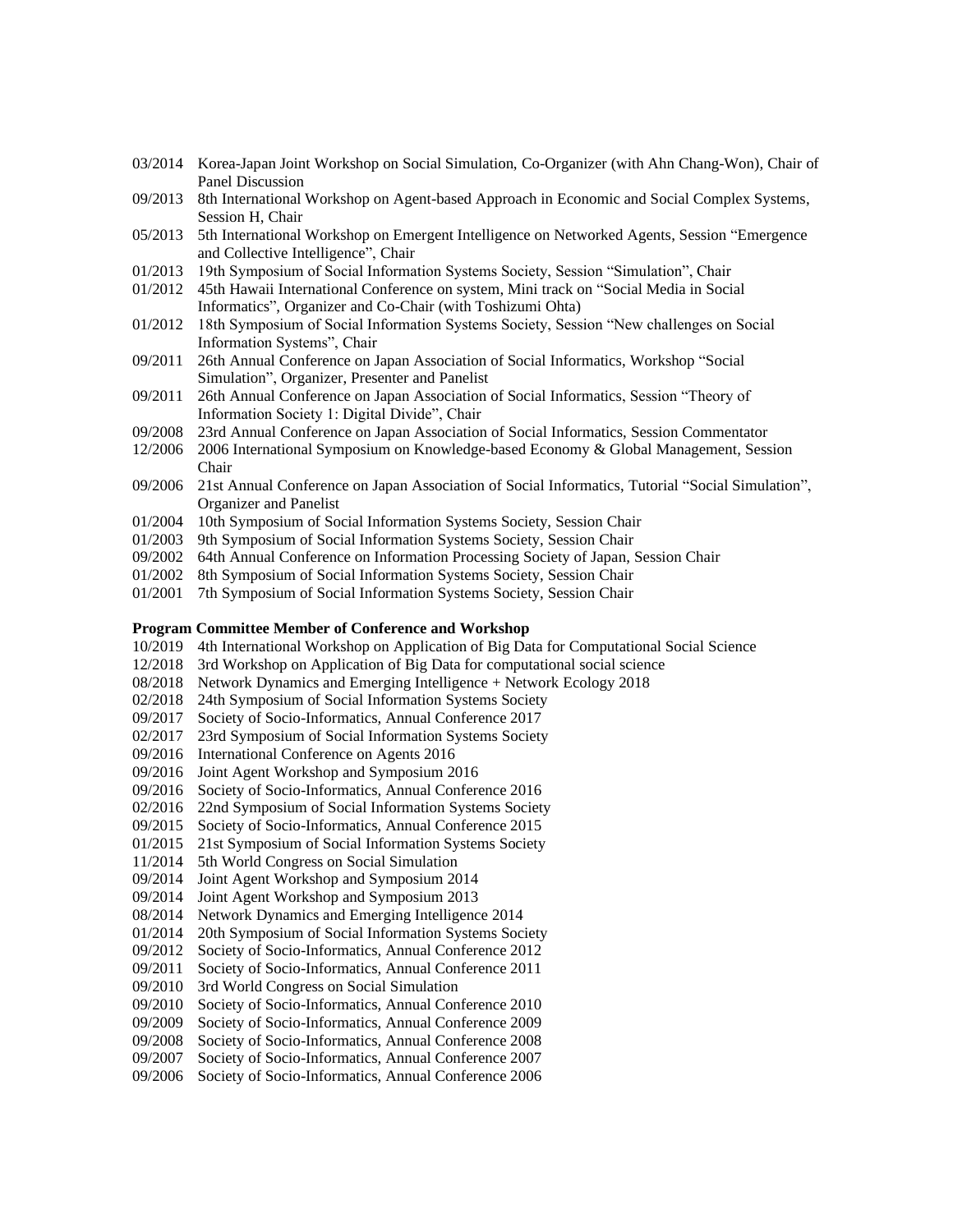03/2014 Korea-Japan Joint Workshop on Social Simulation, Co-Organizer (with Ahn Chang-Won), Chair of Panel Discussion
09/2013 8th International Workshop on Agent-based Approach in Economic and Social Complex Systems, Session H, Chair
05/2013 5th International Workshop on Emergent Intelligence on Networked Agents, Session "Emergence and Collective Intelligence", Chair
01/2013 19th Symposium of Social Information Systems Society, Session "Simulation", Chair
01/2012 45th Hawaii International Conference on system, Mini track on "Social Media in Social Informatics", Organizer and Co-Chair (with Toshizumi Ohta)
01/2012 18th Symposium of Social Information Systems Society, Session "New challenges on Social Information Systems", Chair
09/2011 26th Annual Conference on Japan Association of Social Informatics, Workshop "Social Simulation", Organizer, Presenter and Panelist
09/2011 26th Annual Conference on Japan Association of Social Informatics, Session "Theory of Information Society 1: Digital Divide", Chair
09/2008 23rd Annual Conference on Japan Association of Social Informatics, Session Commentator
12/2006 2006 International Symposium on Knowledge-based Economy & Global Management, Session Chair
09/2006 21st Annual Conference on Japan Association of Social Informatics, Tutorial "Social Simulation", Organizer and Panelist
01/2004 10th Symposium of Social Information Systems Society, Session Chair
01/2003 9th Symposium of Social Information Systems Society, Session Chair
09/2002 64th Annual Conference on Information Processing Society of Japan, Session Chair
01/2002 8th Symposium of Social Information Systems Society, Session Chair
01/2001 7th Symposium of Social Information Systems Society, Session Chair

**Program Committee Member of Conference and Workshop**

10/2019 4th International Workshop on Application of Big Data for Computational Social Science
12/2018 3rd Workshop on Application of Big Data for computational social science
08/2018 Network Dynamics and Emerging Intelligence + Network Ecology 2018
02/2018 24th Symposium of Social Information Systems Society
09/2017 Society of Socio-Informatics, Annual Conference 2017
02/2017 23rd Symposium of Social Information Systems Society
09/2016 International Conference on Agents 2016
09/2016 Joint Agent Workshop and Symposium 2016
09/2016 Society of Socio-Informatics, Annual Conference 2016
02/2016 22nd Symposium of Social Information Systems Society
09/2015 Society of Socio-Informatics, Annual Conference 2015
01/2015 21st Symposium of Social Information Systems Society
11/2014 5th World Congress on Social Simulation
09/2014 Joint Agent Workshop and Symposium 2014
09/2014 Joint Agent Workshop and Symposium 2013
08/2014 Network Dynamics and Emerging Intelligence 2014
01/2014 20th Symposium of Social Information Systems Society
09/2012 Society of Socio-Informatics, Annual Conference 2012
09/2011 Society of Socio-Informatics, Annual Conference 2011
09/2010 3rd World Congress on Social Simulation
09/2010 Society of Socio-Informatics, Annual Conference 2010
09/2009 Society of Socio-Informatics, Annual Conference 2009
09/2008 Society of Socio-Informatics, Annual Conference 2008
09/2007 Society of Socio-Informatics, Annual Conference 2007
09/2006 Society of Socio-Informatics, Annual Conference 2006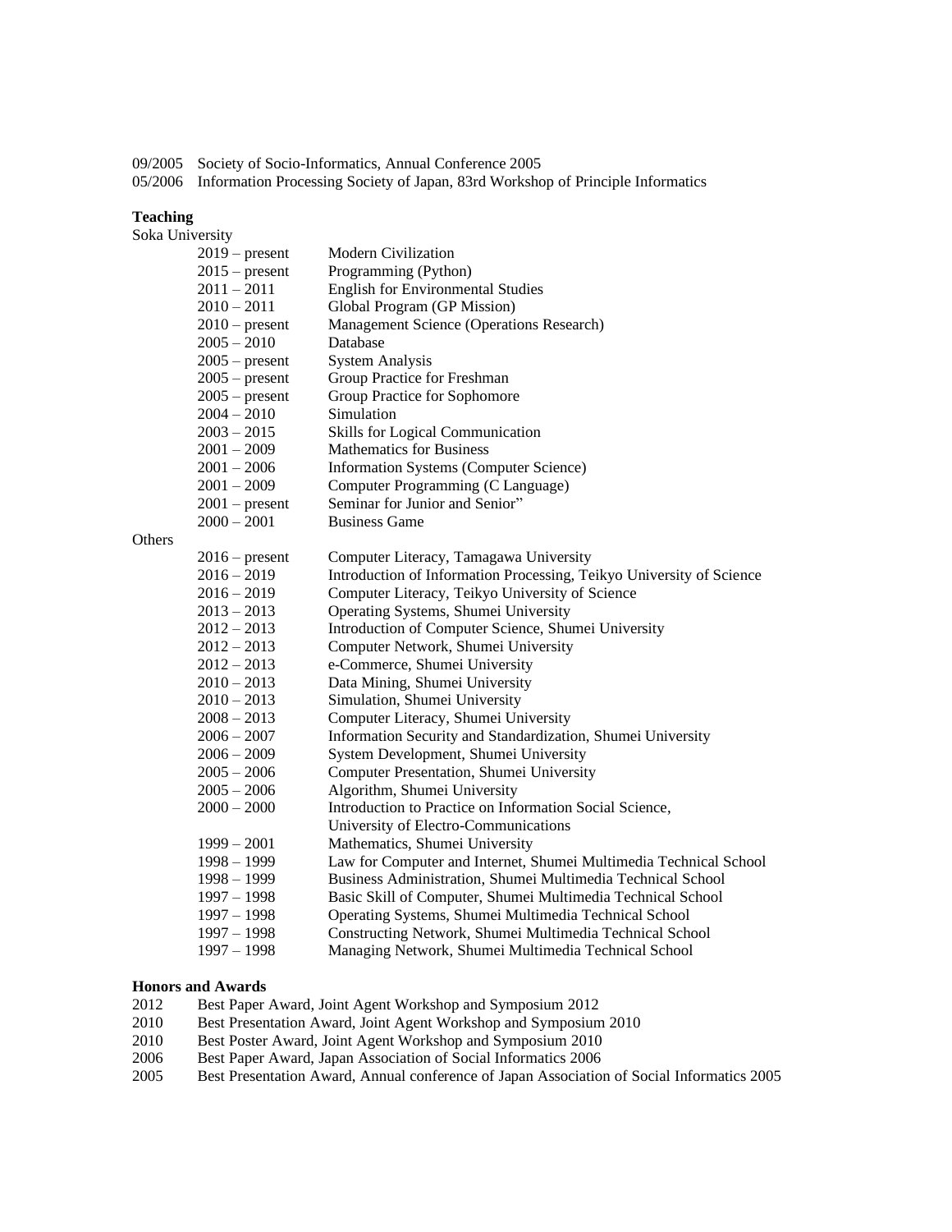09/2005 Society of Socio-Informatics, Annual Conference 2005
05/2006 Information Processing Society of Japan, 83rd Workshop of Principle Informatics

**Teaching**

Soka University

| | |
|---|---|
| 2019 – present | Modern Civilization |
| 2015 – present | Programming (Python) |
| 2011 – 2011 | English for Environmental Studies |
| 2010 – 2011 | Global Program (GP Mission) |
| 2010 – present | Management Science (Operations Research) |
| 2005 – 2010 | Database |
| 2005 – present | System Analysis |
| 2005 – present | Group Practice for Freshman |
| 2005 – present | Group Practice for Sophomore |
| 2004 – 2010 | Simulation |
| 2003 – 2015 | Skills for Logical Communication |
| 2001 – 2009 | Mathematics for Business |
| 2001 – 2006 | Information Systems (Computer Science) |
| 2001 – 2009 | Computer Programming (C Language) |
| 2001 – present | Seminar for Junior and Senior" |
| 2000 – 2001 | Business Game |

Others

| | |
|---|---|
| 2016 – present | Computer Literacy, Tamagawa University |
| 2016 – 2019 | Introduction of Information Processing, Teikyo University of Science |
| 2016 – 2019 | Computer Literacy, Teikyo University of Science |
| 2013 – 2013 | Operating Systems, Shumei University |
| 2012 – 2013 | Introduction of Computer Science, Shumei University |
| 2012 – 2013 | Computer Network, Shumei University |
| 2012 – 2013 | e-Commerce, Shumei University |
| 2010 – 2013 | Data Mining, Shumei University |
| 2010 – 2013 | Simulation, Shumei University |
| 2008 – 2013 | Computer Literacy, Shumei University |
| 2006 – 2007 | Information Security and Standardization, Shumei University |
| 2006 – 2009 | System Development, Shumei University |
| 2005 – 2006 | Computer Presentation, Shumei University |
| 2005 – 2006 | Algorithm, Shumei University |
| 2000 – 2000 | Introduction to Practice on Information Social Science, University of Electro-Communications |
| 1999 – 2001 | Mathematics, Shumei University |
| 1998 – 1999 | Law for Computer and Internet, Shumei Multimedia Technical School |
| 1998 – 1999 | Business Administration, Shumei Multimedia Technical School |
| 1997 – 1998 | Basic Skill of Computer, Shumei Multimedia Technical School |
| 1997 – 1998 | Operating Systems, Shumei Multimedia Technical School |
| 1997 – 1998 | Constructing Network, Shumei Multimedia Technical School |
| 1997 – 1998 | Managing Network, Shumei Multimedia Technical School |

**Honors and Awards**

2012 Best Paper Award, Joint Agent Workshop and Symposium 2012
2010 Best Presentation Award, Joint Agent Workshop and Symposium 2010
2010 Best Poster Award, Joint Agent Workshop and Symposium 2010
2006 Best Paper Award, Japan Association of Social Informatics 2006
2005 Best Presentation Award, Annual conference of Japan Association of Social Informatics 2005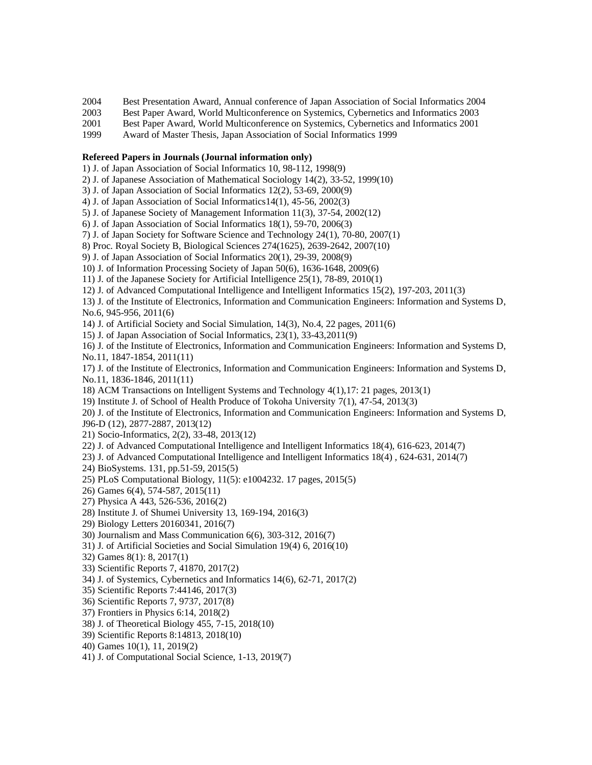2004 Best Presentation Award, Annual conference of Japan Association of Social Informatics 2004
2003 Best Paper Award, World Multiconference on Systemics, Cybernetics and Informatics 2003
2001 Best Paper Award, World Multiconference on Systemics, Cybernetics and Informatics 2001
1999 Award of Master Thesis, Japan Association of Social Informatics 1999

**Refereed Papers in Journals (Journal information only)**

1) J. of Japan Association of Social Informatics 10, 98-112, 1998(9)
2) J. of Japanese Association of Mathematical Sociology 14(2), 33-52, 1999(10)
3) J. of Japan Association of Social Informatics 12(2), 53-69, 2000(9)
4) J. of Japan Association of Social Informatics14(1), 45-56, 2002(3)
5) J. of Japanese Society of Management Information 11(3), 37-54, 2002(12)
6) J. of Japan Association of Social Informatics 18(1), 59-70, 2006(3)
7) J. of Japan Society for Software Science and Technology 24(1), 70-80, 2007(1)
8) Proc. Royal Society B, Biological Sciences 274(1625), 2639-2642, 2007(10)
9) J. of Japan Association of Social Informatics 20(1), 29-39, 2008(9)
10) J. of Information Processing Society of Japan 50(6), 1636-1648, 2009(6)
11) J. of the Japanese Society for Artificial Intelligence 25(1), 78-89, 2010(1)
12) J. of Advanced Computational Intelligence and Intelligent Informatics 15(2), 197-203, 2011(3)
13) J. of the Institute of Electronics, Information and Communication Engineers: Information and Systems D, No.6, 945-956, 2011(6)
14) J. of Artificial Society and Social Simulation, 14(3), No.4, 22 pages, 2011(6)
15) J. of Japan Association of Social Informatics, 23(1), 33-43,2011(9)
16) J. of the Institute of Electronics, Information and Communication Engineers: Information and Systems D, No.11, 1847-1854, 2011(11)
17) J. of the Institute of Electronics, Information and Communication Engineers: Information and Systems D, No.11, 1836-1846, 2011(11)
18) ACM Transactions on Intelligent Systems and Technology 4(1),17: 21 pages, 2013(1)
19) Institute J. of School of Health Produce of Tokoha University 7(1), 47-54, 2013(3)
20) J. of the Institute of Electronics, Information and Communication Engineers: Information and Systems D, J96-D (12), 2877-2887, 2013(12)
21) Socio-Informatics, 2(2), 33-48, 2013(12)
22) J. of Advanced Computational Intelligence and Intelligent Informatics 18(4), 616-623, 2014(7)
23) J. of Advanced Computational Intelligence and Intelligent Informatics 18(4) , 624-631, 2014(7)
24) BioSystems. 131, pp.51-59, 2015(5)
25) PLoS Computational Biology, 11(5): e1004232. 17 pages, 2015(5)
26) Games 6(4), 574-587, 2015(11)
27) Physica A 443, 526-536, 2016(2)
28) Institute J. of Shumei University 13, 169-194, 2016(3)
29) Biology Letters 20160341, 2016(7)
30) Journalism and Mass Communication 6(6), 303-312, 2016(7)
31) J. of Artificial Societies and Social Simulation 19(4) 6, 2016(10)
32) Games 8(1): 8, 2017(1)
33) Scientific Reports 7, 41870, 2017(2)
34) J. of Systemics, Cybernetics and Informatics 14(6), 62-71, 2017(2)
35) Scientific Reports 7:44146, 2017(3)
36) Scientific Reports 7, 9737, 2017(8)
37) Frontiers in Physics 6:14, 2018(2)
38) J. of Theoretical Biology 455, 7-15, 2018(10)
39) Scientific Reports 8:14813, 2018(10)
40) Games 10(1), 11, 2019(2)
41) J. of Computational Social Science, 1-13, 2019(7)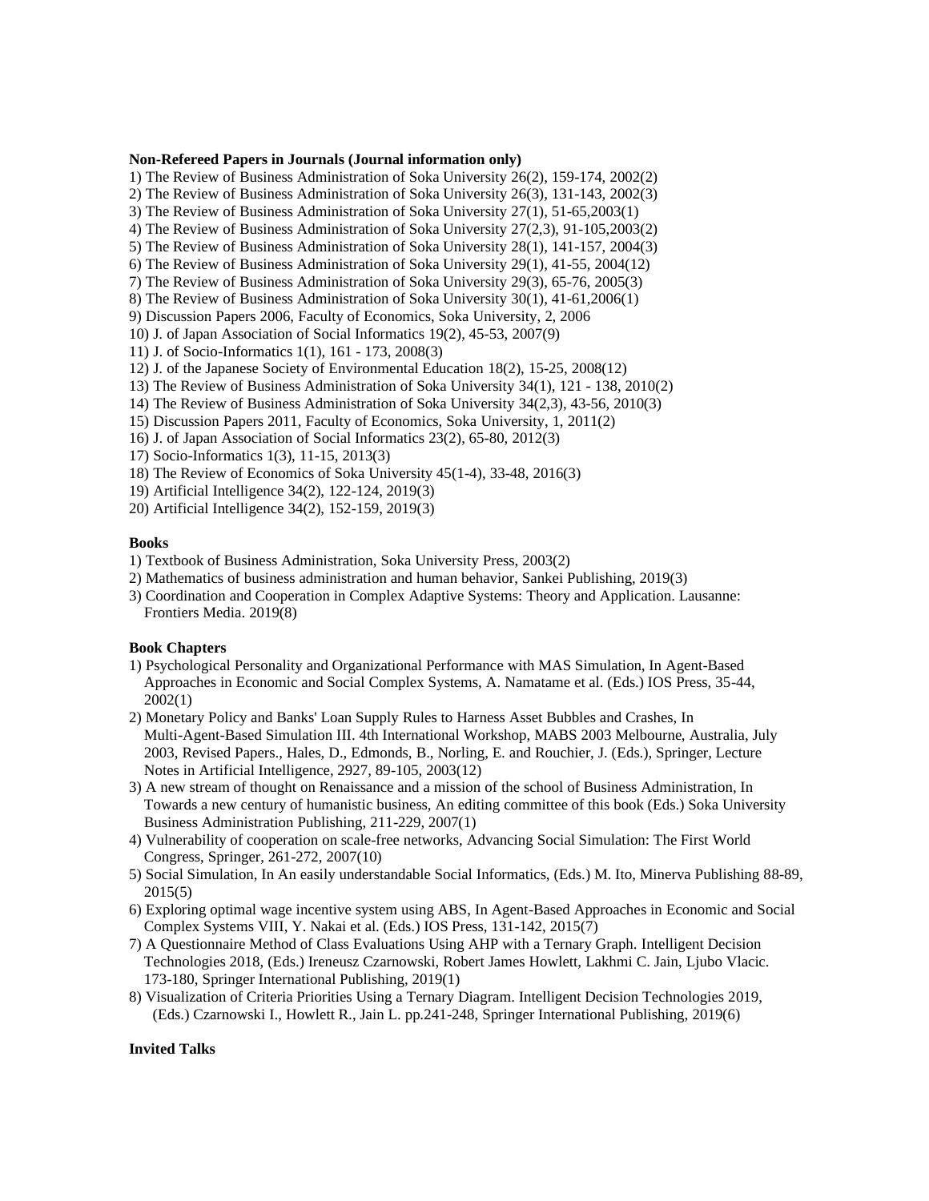**Non-Refereed Papers in Journals (Journal information only)**

1) The Review of Business Administration of Soka University 26(2), 159-174, 2002(2)
2) The Review of Business Administration of Soka University 26(3), 131-143, 2002(3)
3) The Review of Business Administration of Soka University 27(1), 51-65,2003(1)
4) The Review of Business Administration of Soka University 27(2,3), 91-105,2003(2)
5) The Review of Business Administration of Soka University 28(1), 141-157, 2004(3)
6) The Review of Business Administration of Soka University 29(1), 41-55, 2004(12)
7) The Review of Business Administration of Soka University 29(3), 65-76, 2005(3)
8) The Review of Business Administration of Soka University 30(1), 41-61,2006(1)
9) Discussion Papers 2006, Faculty of Economics, Soka University, 2, 2006
10) J. of Japan Association of Social Informatics 19(2), 45-53, 2007(9)
11) J. of Socio-Informatics 1(1), 161 - 173, 2008(3)
12) J. of the Japanese Society of Environmental Education 18(2), 15-25, 2008(12)
13) The Review of Business Administration of Soka University 34(1), 121 - 138, 2010(2)
14) The Review of Business Administration of Soka University 34(2,3), 43-56, 2010(3)
15) Discussion Papers 2011, Faculty of Economics, Soka University, 1, 2011(2)
16) J. of Japan Association of Social Informatics 23(2), 65-80, 2012(3)
17) Socio-Informatics 1(3), 11-15, 2013(3)
18) The Review of Economics of Soka University 45(1-4), 33-48, 2016(3)
19) Artificial Intelligence 34(2), 122-124, 2019(3)
20) Artificial Intelligence 34(2), 152-159, 2019(3)

**Books**

1) Textbook of Business Administration, Soka University Press, 2003(2)
2) Mathematics of business administration and human behavior, Sankei Publishing, 2019(3)
3) Coordination and Cooperation in Complex Adaptive Systems: Theory and Application. Lausanne: Frontiers Media. 2019(8)

**Book Chapters**

1) Psychological Personality and Organizational Performance with MAS Simulation, In Agent-Based Approaches in Economic and Social Complex Systems, A. Namatame et al. (Eds.) IOS Press, 35-44, 2002(1)
2) Monetary Policy and Banks' Loan Supply Rules to Harness Asset Bubbles and Crashes, In Multi-Agent-Based Simulation III. 4th International Workshop, MABS 2003 Melbourne, Australia, July 2003, Revised Papers., Hales, D., Edmonds, B., Norling, E. and Rouchier, J. (Eds.), Springer, Lecture Notes in Artificial Intelligence, 2927, 89-105, 2003(12)
3) A new stream of thought on Renaissance and a mission of the school of Business Administration, In Towards a new century of humanistic business, An editing committee of this book (Eds.) Soka University Business Administration Publishing, 211-229, 2007(1)
4) Vulnerability of cooperation on scale-free networks, Advancing Social Simulation: The First World Congress, Springer, 261-272, 2007(10)
5) Social Simulation, In An easily understandable Social Informatics, (Eds.) M. Ito, Minerva Publishing 88-89, 2015(5)
6) Exploring optimal wage incentive system using ABS, In Agent-Based Approaches in Economic and Social Complex Systems VIII, Y. Nakai et al. (Eds.) IOS Press, 131-142, 2015(7)
7) A Questionnaire Method of Class Evaluations Using AHP with a Ternary Graph. Intelligent Decision Technologies 2018, (Eds.) Ireneusz Czarnowski, Robert James Howlett, Lakhmi C. Jain, Ljubo Vlacic. 173-180, Springer International Publishing, 2019(1)
8) Visualization of Criteria Priorities Using a Ternary Diagram. Intelligent Decision Technologies 2019, (Eds.) Czarnowski I., Howlett R., Jain L. pp.241-248, Springer International Publishing, 2019(6)

**Invited Talks**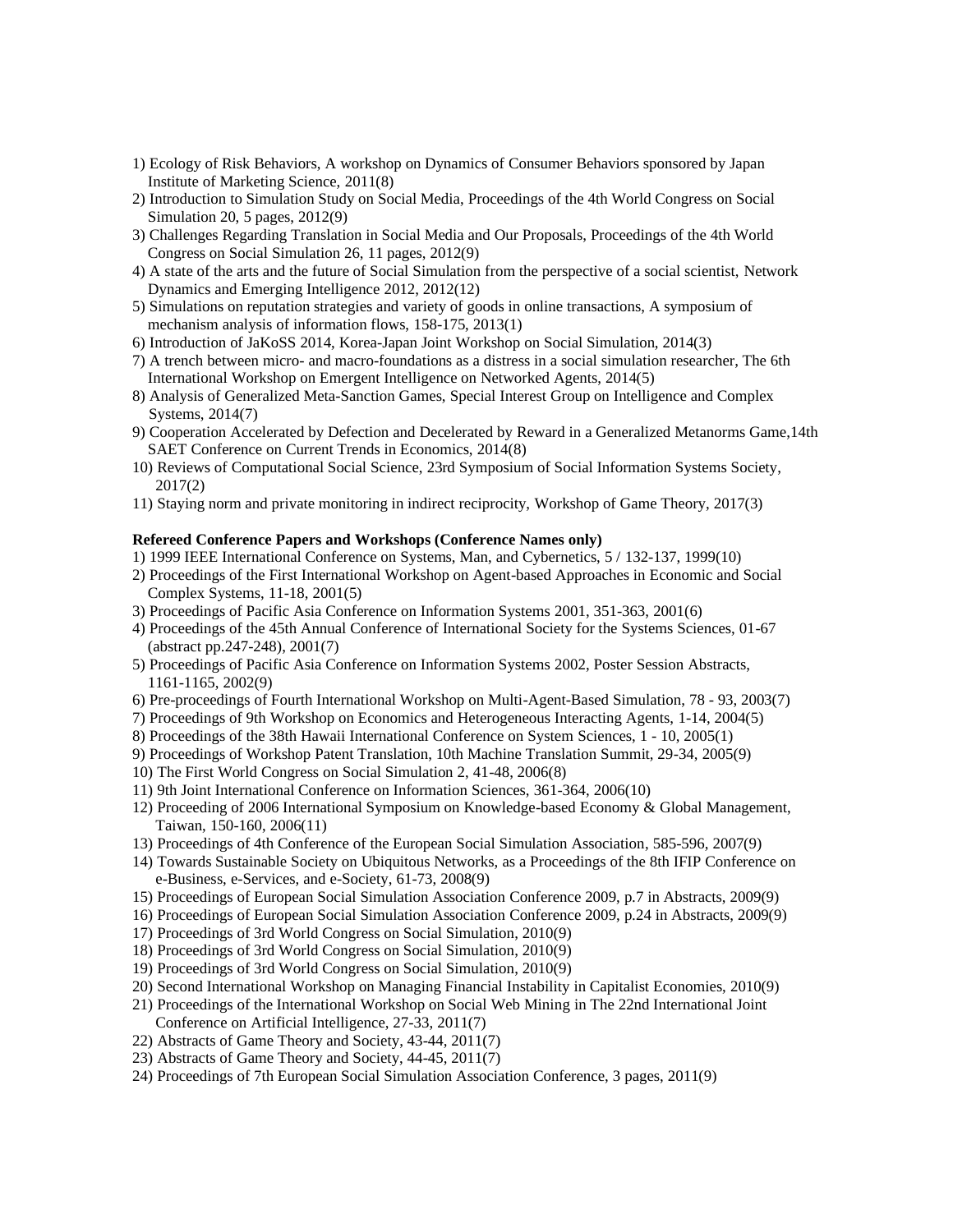1) Ecology of Risk Behaviors, A workshop on Dynamics of Consumer Behaviors sponsored by Japan Institute of Marketing Science, 2011(8)
2) Introduction to Simulation Study on Social Media, Proceedings of the 4th World Congress on Social Simulation 20, 5 pages, 2012(9)
3) Challenges Regarding Translation in Social Media and Our Proposals, Proceedings of the 4th World Congress on Social Simulation 26, 11 pages, 2012(9)
4) A state of the arts and the future of Social Simulation from the perspective of a social scientist, Network Dynamics and Emerging Intelligence 2012, 2012(12)
5) Simulations on reputation strategies and variety of goods in online transactions, A symposium of mechanism analysis of information flows, 158-175, 2013(1)
6) Introduction of JaKoSS 2014, Korea-Japan Joint Workshop on Social Simulation, 2014(3)
7) A trench between micro- and macro-foundations as a distress in a social simulation researcher, The 6th International Workshop on Emergent Intelligence on Networked Agents, 2014(5)
8) Analysis of Generalized Meta-Sanction Games, Special Interest Group on Intelligence and Complex Systems, 2014(7)
9) Cooperation Accelerated by Defection and Decelerated by Reward in a Generalized Metanorms Game,14th SAET Conference on Current Trends in Economics, 2014(8)
10) Reviews of Computational Social Science, 23rd Symposium of Social Information Systems Society, 2017(2)
11) Staying norm and private monitoring in indirect reciprocity, Workshop of Game Theory, 2017(3)

**Refereed Conference Papers and Workshops (Conference Names only)**

1) 1999 IEEE International Conference on Systems, Man, and Cybernetics, 5 / 132-137, 1999(10)
2) Proceedings of the First International Workshop on Agent-based Approaches in Economic and Social Complex Systems, 11-18, 2001(5)
3) Proceedings of Pacific Asia Conference on Information Systems 2001, 351-363, 2001(6)
4) Proceedings of the 45th Annual Conference of International Society for the Systems Sciences, 01-67 (abstract pp.247-248), 2001(7)
5) Proceedings of Pacific Asia Conference on Information Systems 2002, Poster Session Abstracts, 1161-1165, 2002(9)
6) Pre-proceedings of Fourth International Workshop on Multi-Agent-Based Simulation, 78 - 93, 2003(7)
7) Proceedings of 9th Workshop on Economics and Heterogeneous Interacting Agents, 1-14, 2004(5)
8) Proceedings of the 38th Hawaii International Conference on System Sciences, 1 - 10, 2005(1)
9) Proceedings of Workshop Patent Translation, 10th Machine Translation Summit, 29-34, 2005(9)
10) The First World Congress on Social Simulation 2, 41-48, 2006(8)
11) 9th Joint International Conference on Information Sciences, 361-364, 2006(10)
12) Proceeding of 2006 International Symposium on Knowledge-based Economy & Global Management, Taiwan, 150-160, 2006(11)
13) Proceedings of 4th Conference of the European Social Simulation Association, 585-596, 2007(9)
14) Towards Sustainable Society on Ubiquitous Networks, as a Proceedings of the 8th IFIP Conference on e-Business, e-Services, and e-Society, 61-73, 2008(9)
15) Proceedings of European Social Simulation Association Conference 2009, p.7 in Abstracts, 2009(9)
16) Proceedings of European Social Simulation Association Conference 2009, p.24 in Abstracts, 2009(9)
17) Proceedings of 3rd World Congress on Social Simulation, 2010(9)
18) Proceedings of 3rd World Congress on Social Simulation, 2010(9)
19) Proceedings of 3rd World Congress on Social Simulation, 2010(9)
20) Second International Workshop on Managing Financial Instability in Capitalist Economies, 2010(9)
21) Proceedings of the International Workshop on Social Web Mining in The 22nd International Joint Conference on Artificial Intelligence, 27-33, 2011(7)
22) Abstracts of Game Theory and Society, 43-44, 2011(7)
23) Abstracts of Game Theory and Society, 44-45, 2011(7)
24) Proceedings of 7th European Social Simulation Association Conference, 3 pages, 2011(9)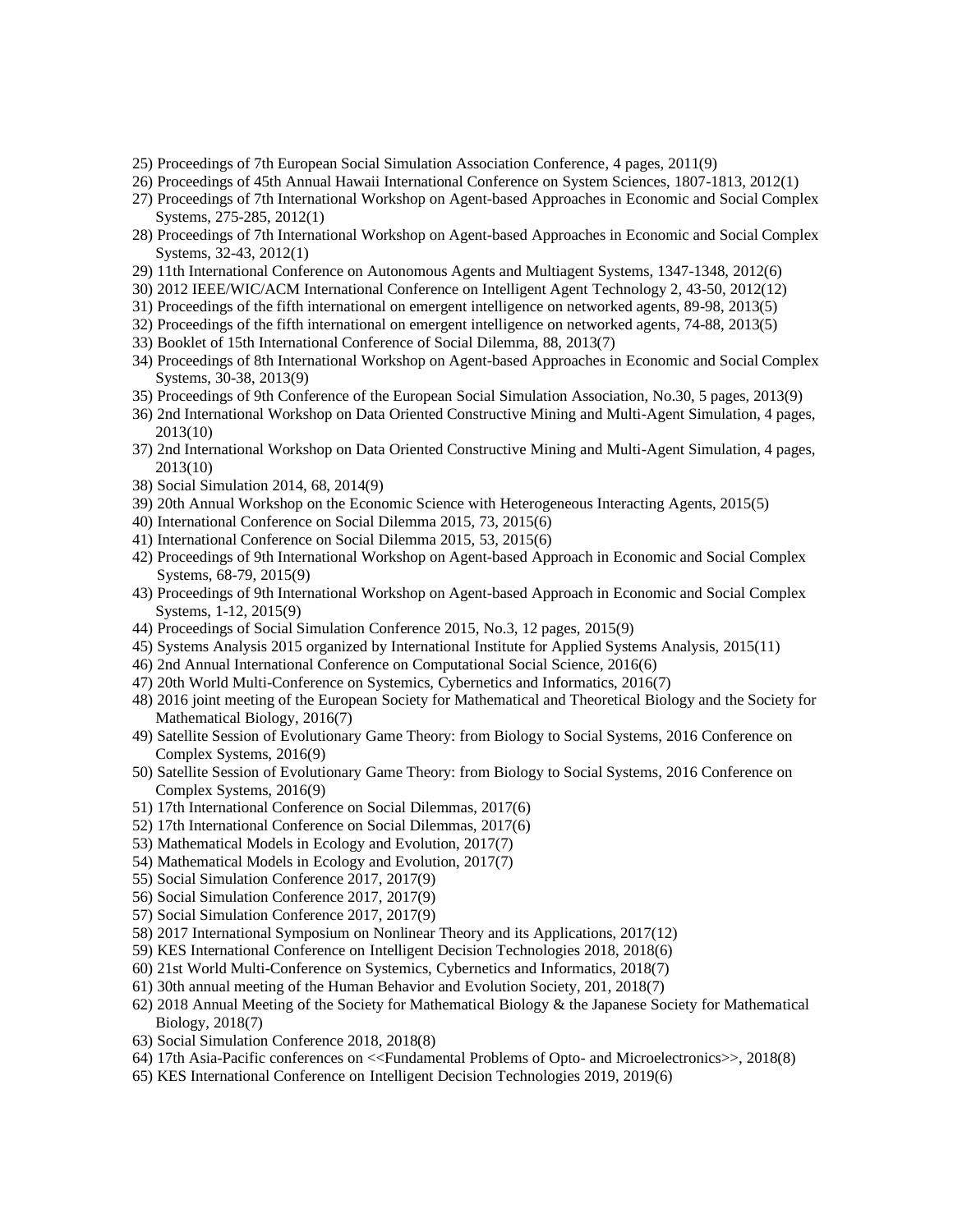25) Proceedings of 7th European Social Simulation Association Conference, 4 pages, 2011(9)
26) Proceedings of 45th Annual Hawaii International Conference on System Sciences, 1807-1813, 2012(1)
27) Proceedings of 7th International Workshop on Agent-based Approaches in Economic and Social Complex Systems, 275-285, 2012(1)
28) Proceedings of 7th International Workshop on Agent-based Approaches in Economic and Social Complex Systems, 32-43, 2012(1)
29) 11th International Conference on Autonomous Agents and Multiagent Systems, 1347-1348, 2012(6)
30) 2012 IEEE/WIC/ACM International Conference on Intelligent Agent Technology 2, 43-50, 2012(12)
31) Proceedings of the fifth international on emergent intelligence on networked agents, 89-98, 2013(5)
32) Proceedings of the fifth international on emergent intelligence on networked agents, 74-88, 2013(5)
33) Booklet of 15th International Conference of Social Dilemma, 88, 2013(7)
34) Proceedings of 8th International Workshop on Agent-based Approaches in Economic and Social Complex Systems, 30-38, 2013(9)
35) Proceedings of 9th Conference of the European Social Simulation Association, No.30, 5 pages, 2013(9)
36) 2nd International Workshop on Data Oriented Constructive Mining and Multi-Agent Simulation, 4 pages, 2013(10)
37) 2nd International Workshop on Data Oriented Constructive Mining and Multi-Agent Simulation, 4 pages, 2013(10)
38) Social Simulation 2014, 68, 2014(9)
39) 20th Annual Workshop on the Economic Science with Heterogeneous Interacting Agents, 2015(5)
40) International Conference on Social Dilemma 2015, 73, 2015(6)
41) International Conference on Social Dilemma 2015, 53, 2015(6)
42) Proceedings of 9th International Workshop on Agent-based Approach in Economic and Social Complex Systems, 68-79, 2015(9)
43) Proceedings of 9th International Workshop on Agent-based Approach in Economic and Social Complex Systems, 1-12, 2015(9)
44) Proceedings of Social Simulation Conference 2015, No.3, 12 pages, 2015(9)
45) Systems Analysis 2015 organized by International Institute for Applied Systems Analysis, 2015(11)
46) 2nd Annual International Conference on Computational Social Science, 2016(6)
47) 20th World Multi-Conference on Systemics, Cybernetics and Informatics, 2016(7)
48) 2016 joint meeting of the European Society for Mathematical and Theoretical Biology and the Society for Mathematical Biology, 2016(7)
49) Satellite Session of Evolutionary Game Theory: from Biology to Social Systems, 2016 Conference on Complex Systems, 2016(9)
50) Satellite Session of Evolutionary Game Theory: from Biology to Social Systems, 2016 Conference on Complex Systems, 2016(9)
51) 17th International Conference on Social Dilemmas, 2017(6)
52) 17th International Conference on Social Dilemmas, 2017(6)
53) Mathematical Models in Ecology and Evolution, 2017(7)
54) Mathematical Models in Ecology and Evolution, 2017(7)
55) Social Simulation Conference 2017, 2017(9)
56) Social Simulation Conference 2017, 2017(9)
57) Social Simulation Conference 2017, 2017(9)
58) 2017 International Symposium on Nonlinear Theory and its Applications, 2017(12)
59) KES International Conference on Intelligent Decision Technologies 2018, 2018(6)
60) 21st World Multi-Conference on Systemics, Cybernetics and Informatics, 2018(7)
61) 30th annual meeting of the Human Behavior and Evolution Society, 201, 2018(7)
62) 2018 Annual Meeting of the Society for Mathematical Biology & the Japanese Society for Mathematical Biology, 2018(7)
63) Social Simulation Conference 2018, 2018(8)
64) 17th Asia-Pacific conferences on <<Fundamental Problems of Opto- and Microelectronics>>, 2018(8)
65) KES International Conference on Intelligent Decision Technologies 2019, 2019(6)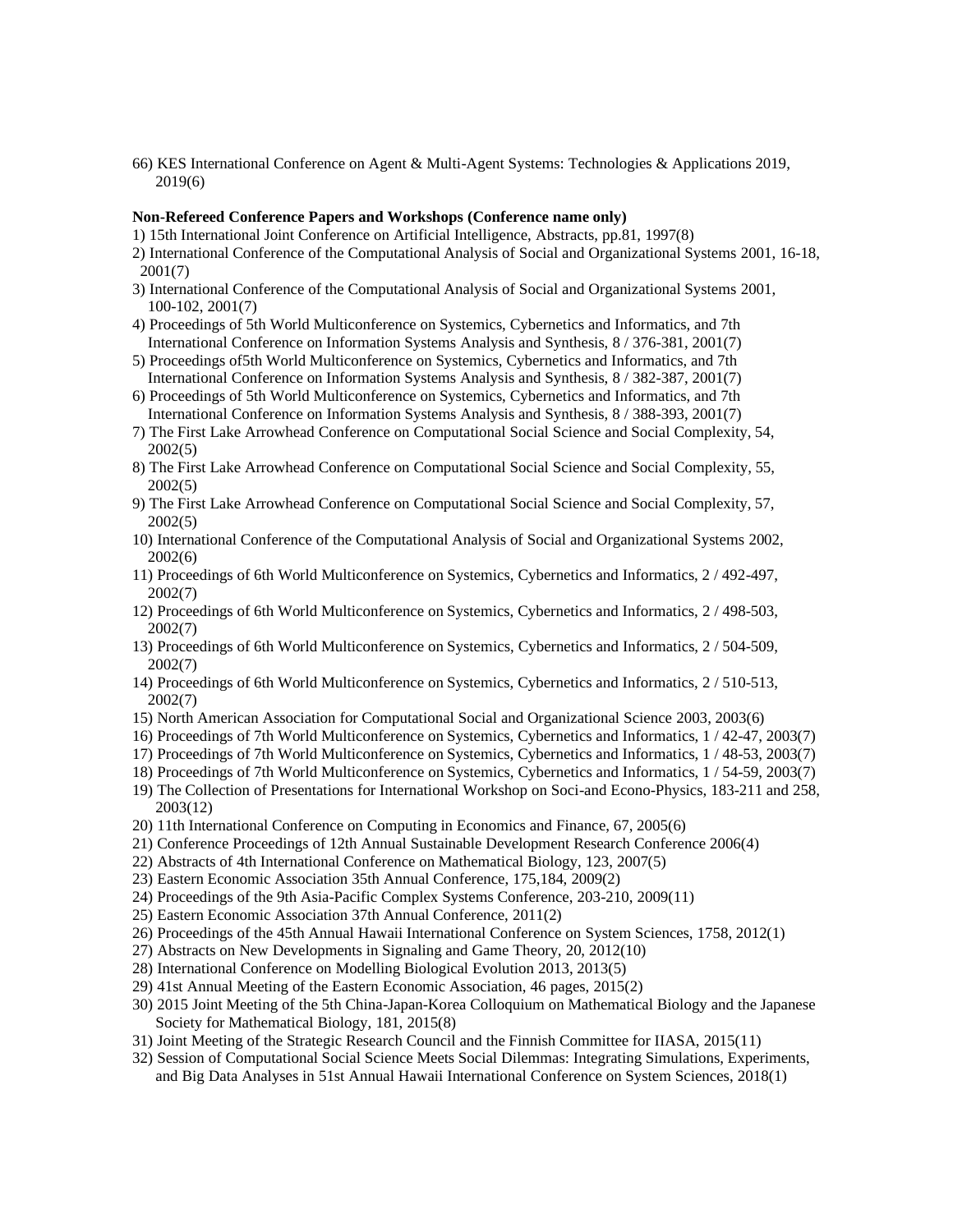66) KES International Conference on Agent & Multi-Agent Systems: Technologies & Applications 2019, 2019(6)

**Non-Refereed Conference Papers and Workshops (Conference name only)**

1) 15th International Joint Conference on Artificial Intelligence, Abstracts, pp.81, 1997(8)
2) International Conference of the Computational Analysis of Social and Organizational Systems 2001, 16-18, 2001(7)
3) International Conference of the Computational Analysis of Social and Organizational Systems 2001, 100-102, 2001(7)
4) Proceedings of 5th World Multiconference on Systemics, Cybernetics and Informatics, and 7th International Conference on Information Systems Analysis and Synthesis, 8 / 376-381, 2001(7)
5) Proceedings of5th World Multiconference on Systemics, Cybernetics and Informatics, and 7th International Conference on Information Systems Analysis and Synthesis, 8 / 382-387, 2001(7)
6) Proceedings of 5th World Multiconference on Systemics, Cybernetics and Informatics, and 7th International Conference on Information Systems Analysis and Synthesis, 8 / 388-393, 2001(7)
7) The First Lake Arrowhead Conference on Computational Social Science and Social Complexity, 54, 2002(5)
8) The First Lake Arrowhead Conference on Computational Social Science and Social Complexity, 55, 2002(5)
9) The First Lake Arrowhead Conference on Computational Social Science and Social Complexity, 57, 2002(5)
10) International Conference of the Computational Analysis of Social and Organizational Systems 2002, 2002(6)
11) Proceedings of 6th World Multiconference on Systemics, Cybernetics and Informatics, 2 / 492-497, 2002(7)
12) Proceedings of 6th World Multiconference on Systemics, Cybernetics and Informatics, 2 / 498-503, 2002(7)
13) Proceedings of 6th World Multiconference on Systemics, Cybernetics and Informatics, 2 / 504-509, 2002(7)
14) Proceedings of 6th World Multiconference on Systemics, Cybernetics and Informatics, 2 / 510-513, 2002(7)
15) North American Association for Computational Social and Organizational Science 2003, 2003(6)
16) Proceedings of 7th World Multiconference on Systemics, Cybernetics and Informatics, 1 / 42-47, 2003(7)
17) Proceedings of 7th World Multiconference on Systemics, Cybernetics and Informatics, 1 / 48-53, 2003(7)
18) Proceedings of 7th World Multiconference on Systemics, Cybernetics and Informatics, 1 / 54-59, 2003(7)
19) The Collection of Presentations for International Workshop on Soci-and Econo-Physics, 183-211 and 258, 2003(12)
20) 11th International Conference on Computing in Economics and Finance, 67, 2005(6)
21) Conference Proceedings of 12th Annual Sustainable Development Research Conference 2006(4)
22) Abstracts of 4th International Conference on Mathematical Biology, 123, 2007(5)
23) Eastern Economic Association 35th Annual Conference, 175,184, 2009(2)
24) Proceedings of the 9th Asia-Pacific Complex Systems Conference, 203-210, 2009(11)
25) Eastern Economic Association 37th Annual Conference, 2011(2)
26) Proceedings of the 45th Annual Hawaii International Conference on System Sciences, 1758, 2012(1)
27) Abstracts on New Developments in Signaling and Game Theory, 20, 2012(10)
28) International Conference on Modelling Biological Evolution 2013, 2013(5)
29) 41st Annual Meeting of the Eastern Economic Association, 46 pages, 2015(2)
30) 2015 Joint Meeting of the 5th China-Japan-Korea Colloquium on Mathematical Biology and the Japanese Society for Mathematical Biology, 181, 2015(8)
31) Joint Meeting of the Strategic Research Council and the Finnish Committee for IIASA, 2015(11)
32) Session of Computational Social Science Meets Social Dilemmas: Integrating Simulations, Experiments, and Big Data Analyses in 51st Annual Hawaii International Conference on System Sciences, 2018(1)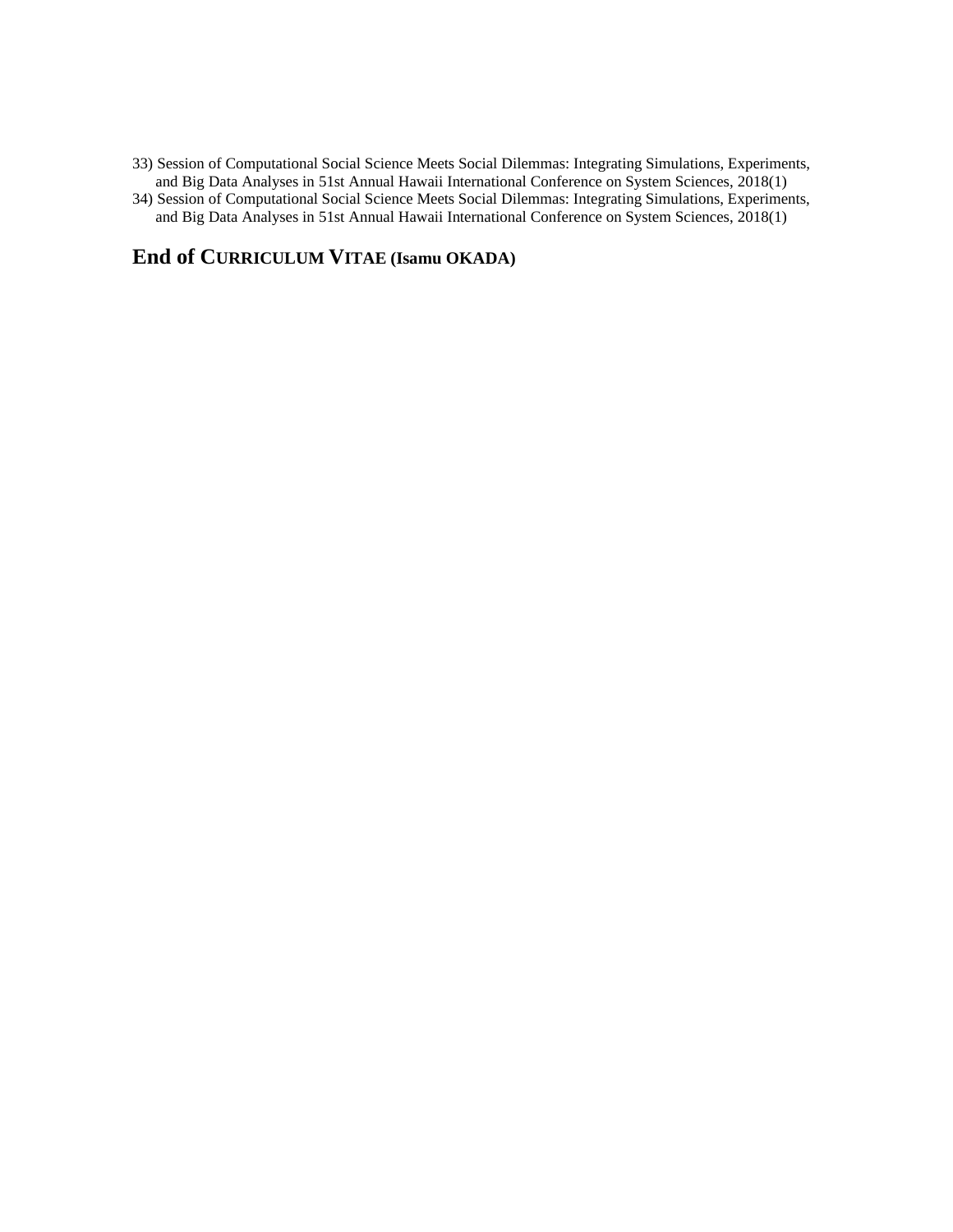33) Session of Computational Social Science Meets Social Dilemmas: Integrating Simulations, Experiments, and Big Data Analyses in 51st Annual Hawaii International Conference on System Sciences, 2018(1)
34) Session of Computational Social Science Meets Social Dilemmas: Integrating Simulations, Experiments, and Big Data Analyses in 51st Annual Hawaii International Conference on System Sciences, 2018(1)

## End of CURRICULUM VITAE (Isamu OKADA)